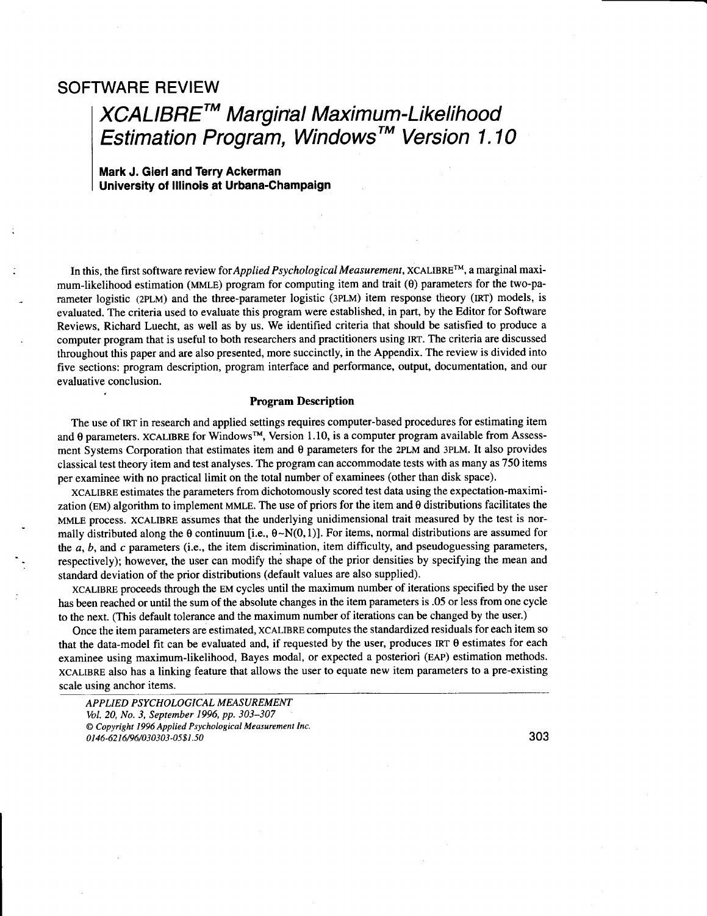## SOFTWARE REVIEW

# XCALIBRE™ Marginal Maximum-Likelihood Estimation Program, Windows™ Version 1.10

**Mark J. Gierl and Terry Ackerman**
**University of Illinois at Urbana-Champaign**

In this, the first software review for *Applied Psychological Measurement*, XCALIBRE™, a marginal maximum-likelihood estimation (MMLE) program for computing item and trait ($\theta$) parameters for the two-parameter logistic (2PLM) and the three-parameter logistic (3PLM) item response theory (IRT) models, is evaluated. The criteria used to evaluate this program were established, in part, by the Editor for Software Reviews, Richard Luecht, as well as by us. We identified criteria that should be satisfied to produce a computer program that is useful to both researchers and practitioners using IRT. The criteria are discussed throughout this paper and are also presented, more succinctly, in the Appendix. The review is divided into five sections: program description, program interface and performance, output, documentation, and our evaluative conclusion.

### Program Description

The use of IRT in research and applied settings requires computer-based procedures for estimating item and $\theta$ parameters. XCALIBRE for Windows™, Version 1.10, is a computer program available from Assessment Systems Corporation that estimates item and $\theta$ parameters for the 2PLM and 3PLM. It also provides classical test theory item and test analyses. The program can accommodate tests with as many as 750 items per examinee with no practical limit on the total number of examinees (other than disk space).

XCALIBRE estimates the parameters from dichotomously scored test data using the expectation-maximization (EM) algorithm to implement MMLE. The use of priors for the item and $\theta$ distributions facilitates the MMLE process. XCALIBRE assumes that the underlying unidimensional trait measured by the test is normally distributed along the $\theta$ continuum [i.e., $\theta \sim N(0,1)$]. For items, normal distributions are assumed for the $a$, $b$, and $c$ parameters (i.e., the item discrimination, item difficulty, and pseudoguessing parameters, respectively); however, the user can modify the shape of the prior densities by specifying the mean and standard deviation of the prior distributions (default values are also supplied).

XCALIBRE proceeds through the EM cycles until the maximum number of iterations specified by the user has been reached or until the sum of the absolute changes in the item parameters is .05 or less from one cycle to the next. (This default tolerance and the maximum number of iterations can be changed by the user.)

Once the item parameters are estimated, XCALIBRE computes the standardized residuals for each item so that the data-model fit can be evaluated and, if requested by the user, produces IRT $\theta$ estimates for each examinee using maximum-likelihood, Bayes modal, or expected a posteriori (EAP) estimation methods. XCALIBRE also has a linking feature that allows the user to equate new item parameters to a pre-existing scale using anchor items.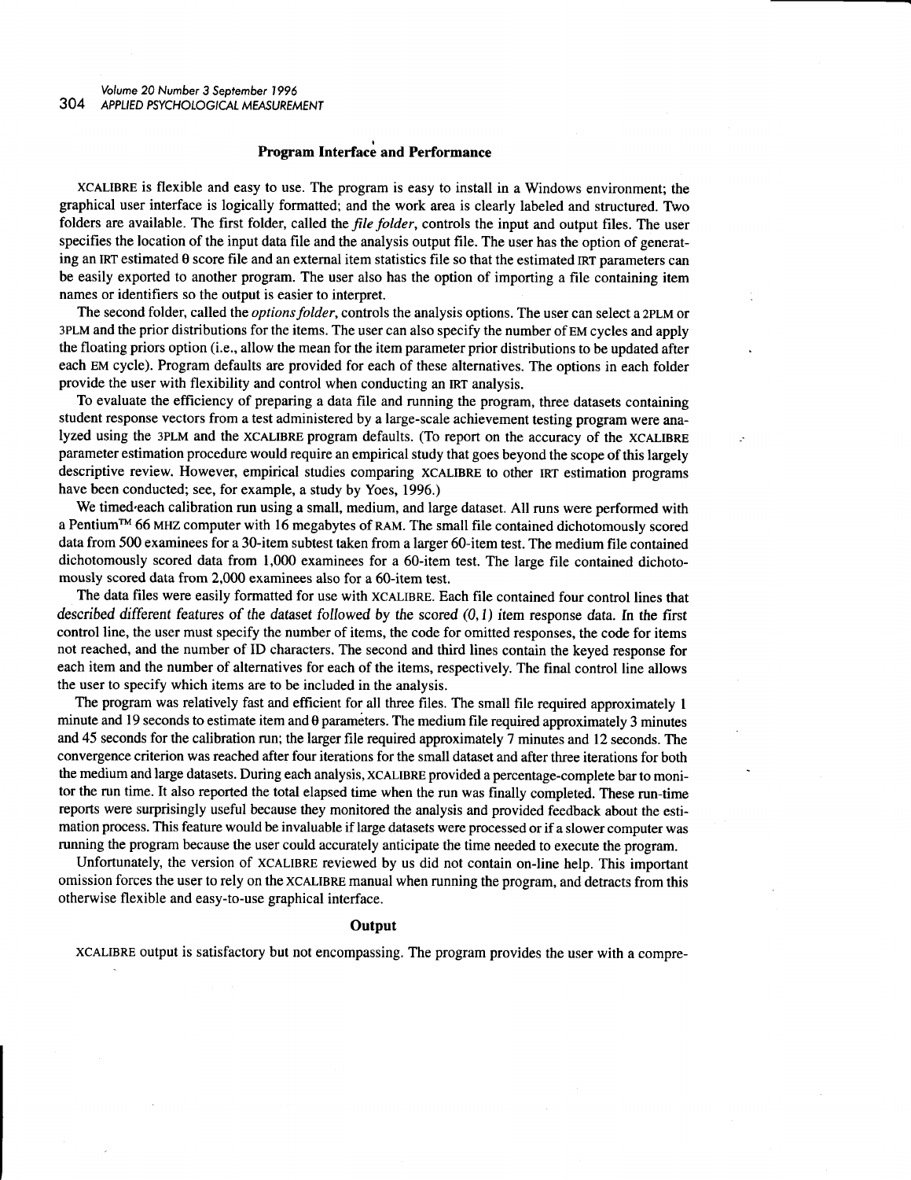## Program Interface and Performance

XCALIBRE is flexible and easy to use. The program is easy to install in a Windows environment; the graphical user interface is logically formatted; and the work area is clearly labeled and structured. Two folders are available. The first folder, called the *file folder*, controls the input and output files. The user specifies the location of the input data file and the analysis output file. The user has the option of generating an IRT estimated θ score file and an external item statistics file so that the estimated IRT parameters can be easily exported to another program. The user also has the option of importing a file containing item names or identifiers so the output is easier to interpret.

The second folder, called the *options folder*, controls the analysis options. The user can select a 2PLM or 3PLM and the prior distributions for the items. The user can also specify the number of EM cycles and apply the floating priors option (i.e., allow the mean for the item parameter prior distributions to be updated after each EM cycle). Program defaults are provided for each of these alternatives. The options in each folder provide the user with flexibility and control when conducting an IRT analysis.

To evaluate the efficiency of preparing a data file and running the program, three datasets containing student response vectors from a test administered by a large-scale achievement testing program were analyzed using the 3PLM and the XCALIBRE program defaults. (To report on the accuracy of the XCALIBRE parameter estimation procedure would require an empirical study that goes beyond the scope of this largely descriptive review. However, empirical studies comparing XCALIBRE to other IRT estimation programs have been conducted; see, for example, a study by Yoes, 1996.)

We timed each calibration run using a small, medium, and large dataset. All runs were performed with a Pentium™ 66 MHZ computer with 16 megabytes of RAM. The small file contained dichotomously scored data from 500 examinees for a 30-item subtest taken from a larger 60-item test. The medium file contained dichotomously scored data from 1,000 examinees for a 60-item test. The large file contained dichotomously scored data from 2,000 examinees also for a 60-item test.

The data files were easily formatted for use with XCALIBRE. Each file contained four control lines that described different features of the dataset followed by the scored (0,1) item response data. In the first control line, the user must specify the number of items, the code for omitted responses, the code for items not reached, and the number of ID characters. The second and third lines contain the keyed response for each item and the number of alternatives for each of the items, respectively. The final control line allows the user to specify which items are to be included in the analysis.

The program was relatively fast and efficient for all three files. The small file required approximately 1 minute and 19 seconds to estimate item and θ parameters. The medium file required approximately 3 minutes and 45 seconds for the calibration run; the larger file required approximately 7 minutes and 12 seconds. The convergence criterion was reached after four iterations for the small dataset and after three iterations for both the medium and large datasets. During each analysis, XCALIBRE provided a percentage-complete bar to monitor the run time. It also reported the total elapsed time when the run was finally completed. These run-time reports were surprisingly useful because they monitored the analysis and provided feedback about the estimation process. This feature would be invaluable if large datasets were processed or if a slower computer was running the program because the user could accurately anticipate the time needed to execute the program.

Unfortunately, the version of XCALIBRE reviewed by us did not contain on-line help. This important omission forces the user to rely on the XCALIBRE manual when running the program, and detracts from this otherwise flexible and easy-to-use graphical interface.

## Output

XCALIBRE output is satisfactory but not encompassing. The program provides the user with a compre-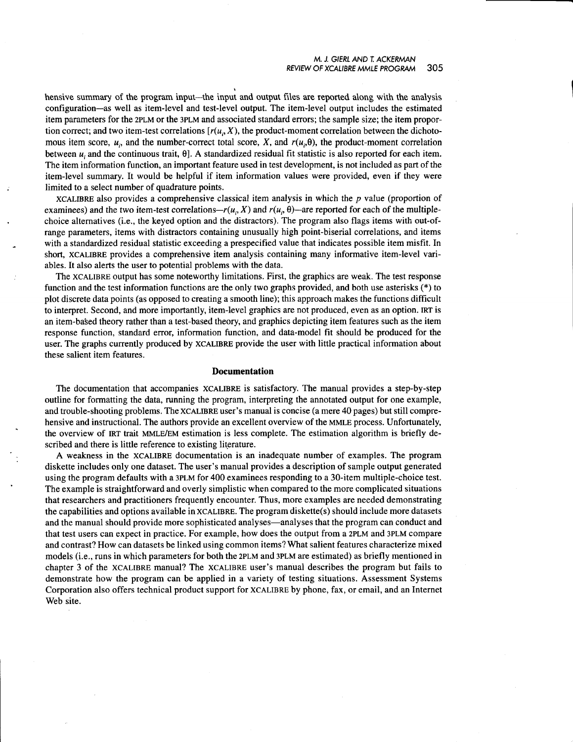hensive summary of the program input—the input and output files are reported along with the analysis configuration—as well as item-level and test-level output. The item-level output includes the estimated item parameters for the 2PLM or the 3PLM and associated standard errors; the sample size; the item proportion correct; and two item-test correlations [$r(u_i, X)$, the product-moment correlation between the dichotomous item score, $u_i$, and the number-correct total score, $X$, and $r(u_i,\theta)$, the product-moment correlation between $u_i$ and the continuous trait, $\theta$]. A standardized residual fit statistic is also reported for each item. The item information function, an important feature used in test development, is not included as part of the item-level summary. It would be helpful if item information values were provided, even if they were limited to a select number of quadrature points.

XCALIBRE also provides a comprehensive classical item analysis in which the $p$ value (proportion of examinees) and the two item-test correlations—$r(u_i, X)$ and $r(u_i, \theta)$—are reported for each of the multiple-choice alternatives (i.e., the keyed option and the distractors). The program also flags items with out-of-range parameters, items with distractors containing unusually high point-biserial correlations, and items with a standardized residual statistic exceeding a prespecified value that indicates possible item misfit. In short, XCALIBRE provides a comprehensive item analysis containing many informative item-level variables. It also alerts the user to potential problems with the data.

The XCALIBRE output has some noteworthy limitations. First, the graphics are weak. The test response function and the test information functions are the only two graphs provided, and both use asterisks (*) to plot discrete data points (as opposed to creating a smooth line); this approach makes the functions difficult to interpret. Second, and more importantly, item-level graphics are not produced, even as an option. IRT is an item-based theory rather than a test-based theory, and graphics depicting item features such as the item response function, standard error, information function, and data-model fit should be produced for the user. The graphs currently produced by XCALIBRE provide the user with little practical information about these salient item features.

## Documentation

The documentation that accompanies XCALIBRE is satisfactory. The manual provides a step-by-step outline for formatting the data, running the program, interpreting the annotated output for one example, and trouble-shooting problems. The XCALIBRE user's manual is concise (a mere 40 pages) but still comprehensive and instructional. The authors provide an excellent overview of the MMLE process. Unfortunately, the overview of IRT trait MMLE/EM estimation is less complete. The estimation algorithm is briefly described and there is little reference to existing literature.

A weakness in the XCALIBRE documentation is an inadequate number of examples. The program diskette includes only one dataset. The user's manual provides a description of sample output generated using the program defaults with a 3PLM for 400 examinees responding to a 30-item multiple-choice test. The example is straightforward and overly simplistic when compared to the more complicated situations that researchers and practitioners frequently encounter. Thus, more examples are needed demonstrating the capabilities and options available in XCALIBRE. The program diskette(s) should include more datasets and the manual should provide more sophisticated analyses—analyses that the program can conduct and that test users can expect in practice. For example, how does the output from a 2PLM and 3PLM compare and contrast? How can datasets be linked using common items? What salient features characterize mixed models (i.e., runs in which parameters for both the 2PLM and 3PLM are estimated) as briefly mentioned in chapter 3 of the XCALIBRE manual? The XCALIBRE user's manual describes the program but fails to demonstrate how the program can be applied in a variety of testing situations. Assessment Systems Corporation also offers technical product support for XCALIBRE by phone, fax, or email, and an Internet Web site.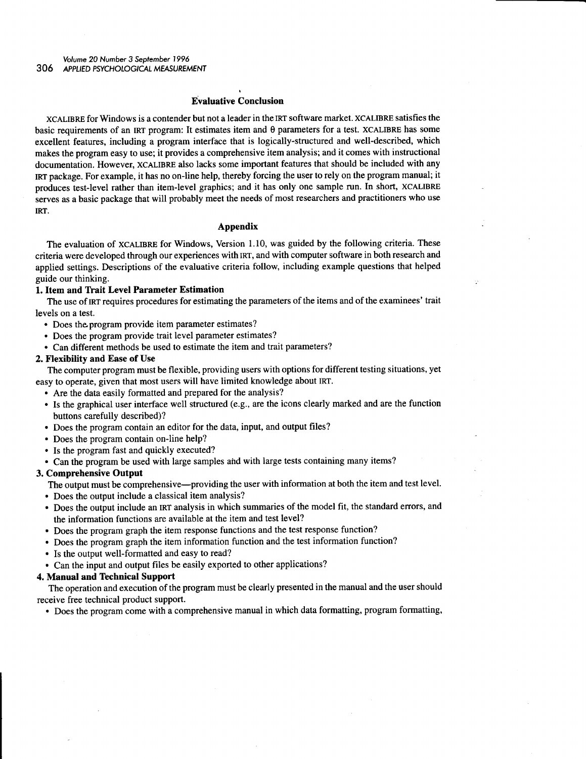## Evaluative Conclusion

XCALIBRE for Windows is a contender but not a leader in the IRT software market. XCALIBRE satisfies the basic requirements of an IRT program: It estimates item and $\theta$ parameters for a test. XCALIBRE has some excellent features, including a program interface that is logically-structured and well-described, which makes the program easy to use; it provides a comprehensive item analysis; and it comes with instructional documentation. However, XCALIBRE also lacks some important features that should be included with any IRT package. For example, it has no on-line help, thereby forcing the user to rely on the program manual; it produces test-level rather than item-level graphics; and it has only one sample run. In short, XCALIBRE serves as a basic package that will probably meet the needs of most researchers and practitioners who use IRT.

## Appendix

The evaluation of XCALIBRE for Windows, Version 1.10, was guided by the following criteria. These criteria were developed through our experiences with IRT, and with computer software in both research and applied settings. Descriptions of the evaluative criteria follow, including example questions that helped guide our thinking.

### 1. Item and Trait Level Parameter Estimation

The use of IRT requires procedures for estimating the parameters of the items and of the examinees' trait levels on a test.

- Does the program provide item parameter estimates?
- Does the program provide trait level parameter estimates?
- Can different methods be used to estimate the item and trait parameters?

### 2. Flexibility and Ease of Use

The computer program must be flexible, providing users with options for different testing situations, yet easy to operate, given that most users will have limited knowledge about IRT.

- Are the data easily formatted and prepared for the analysis?
- Is the graphical user interface well structured (e.g., are the icons clearly marked and are the function buttons carefully described)?
- Does the program contain an editor for the data, input, and output files?
- Does the program contain on-line help?
- Is the program fast and quickly executed?
- Can the program be used with large samples and with large tests containing many items?

### 3. Comprehensive Output

The output must be comprehensive—providing the user with information at both the item and test level.

- Does the output include a classical item analysis?
- Does the output include an IRT analysis in which summaries of the model fit, the standard errors, and the information functions are available at the item and test level?
- Does the program graph the item response functions and the test response function?
- Does the program graph the item information function and the test information function?
- Is the output well-formatted and easy to read?
- Can the input and output files be easily exported to other applications?

### 4. Manual and Technical Support

The operation and execution of the program must be clearly presented in the manual and the user should receive free technical product support.

- Does the program come with a comprehensive manual in which data formatting, program formatting,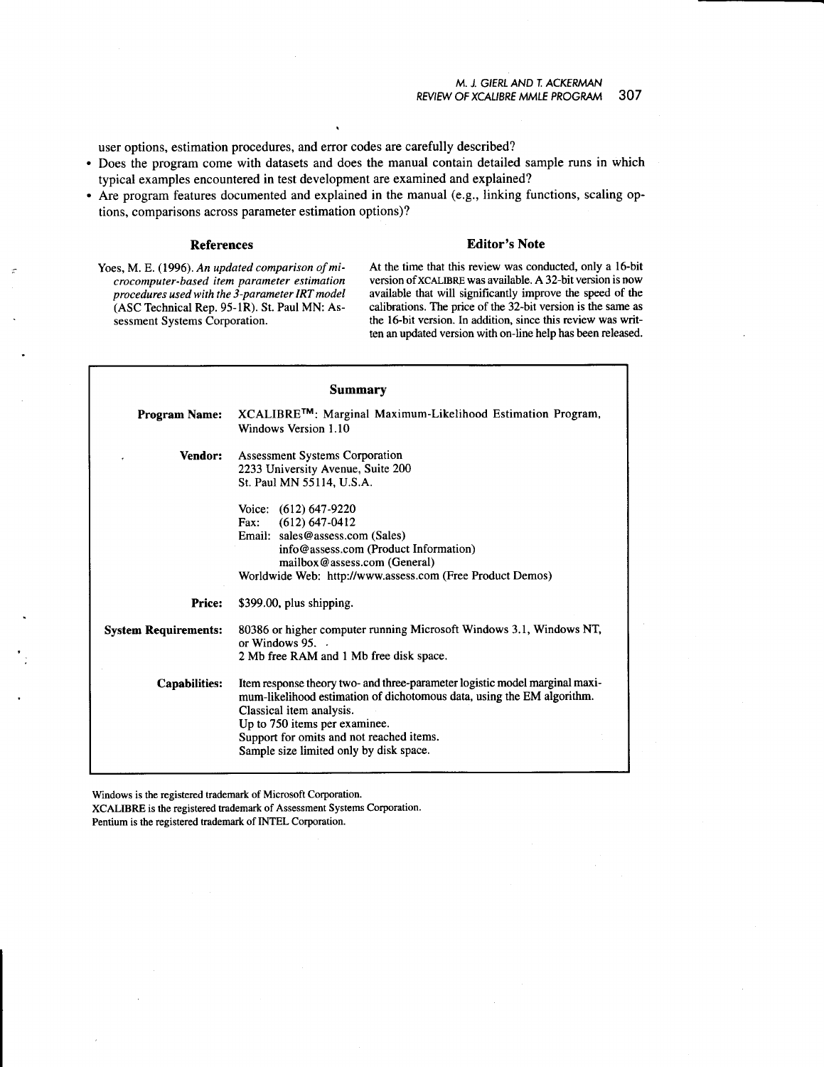user options, estimation procedures, and error codes are carefully described?

- Does the program come with datasets and does the manual contain detailed sample runs in which typical examples encountered in test development are examined and explained?
- Are program features documented and explained in the manual (e.g., linking functions, scaling options, comparisons across parameter estimation options)?

## References

Yoes, M. E. (1996). *An updated comparison of microcomputer-based item parameter estimation procedures used with the 3-parameter IRT model* (ASC Technical Rep. 95-1R). St. Paul MN: Assessment Systems Corporation.

## Editor's Note

At the time that this review was conducted, only a 16-bit version of XCALIBRE was available. A 32-bit version is now available that will significantly improve the speed of the calibrations. The price of the 32-bit version is the same as the 16-bit version. In addition, since this review was written an updated version with on-line help has been released.

## Summary

| | |
|---|---|
| **Program Name:** | XCALIBRE™: Marginal Maximum-Likelihood Estimation Program, Windows Version 1.10 |
| **Vendor:** | Assessment Systems Corporation<br>2233 University Avenue, Suite 200<br>St. Paul MN 55114, U.S.A.<br><br>Voice: (612) 647-9220<br>Fax: (612) 647-0412<br>Email: sales@assess.com (Sales)<br>info@assess.com (Product Information)<br>mailbox@assess.com (General)<br>Worldwide Web: http://www.assess.com (Free Product Demos) |
| **Price:** | $399.00, plus shipping. |
| **System Requirements:** | 80386 or higher computer running Microsoft Windows 3.1, Windows NT, or Windows 95.<br>2 Mb free RAM and 1 Mb free disk space. |
| **Capabilities:** | Item response theory two- and three-parameter logistic model marginal maximum-likelihood estimation of dichotomous data, using the EM algorithm.<br>Classical item analysis.<br>Up to 750 items per examinee.<br>Support for omits and not reached items.<br>Sample size limited only by disk space. |

Windows is the registered trademark of Microsoft Corporation.
XCALIBRE is the registered trademark of Assessment Systems Corporation.
Pentium is the registered trademark of INTEL Corporation.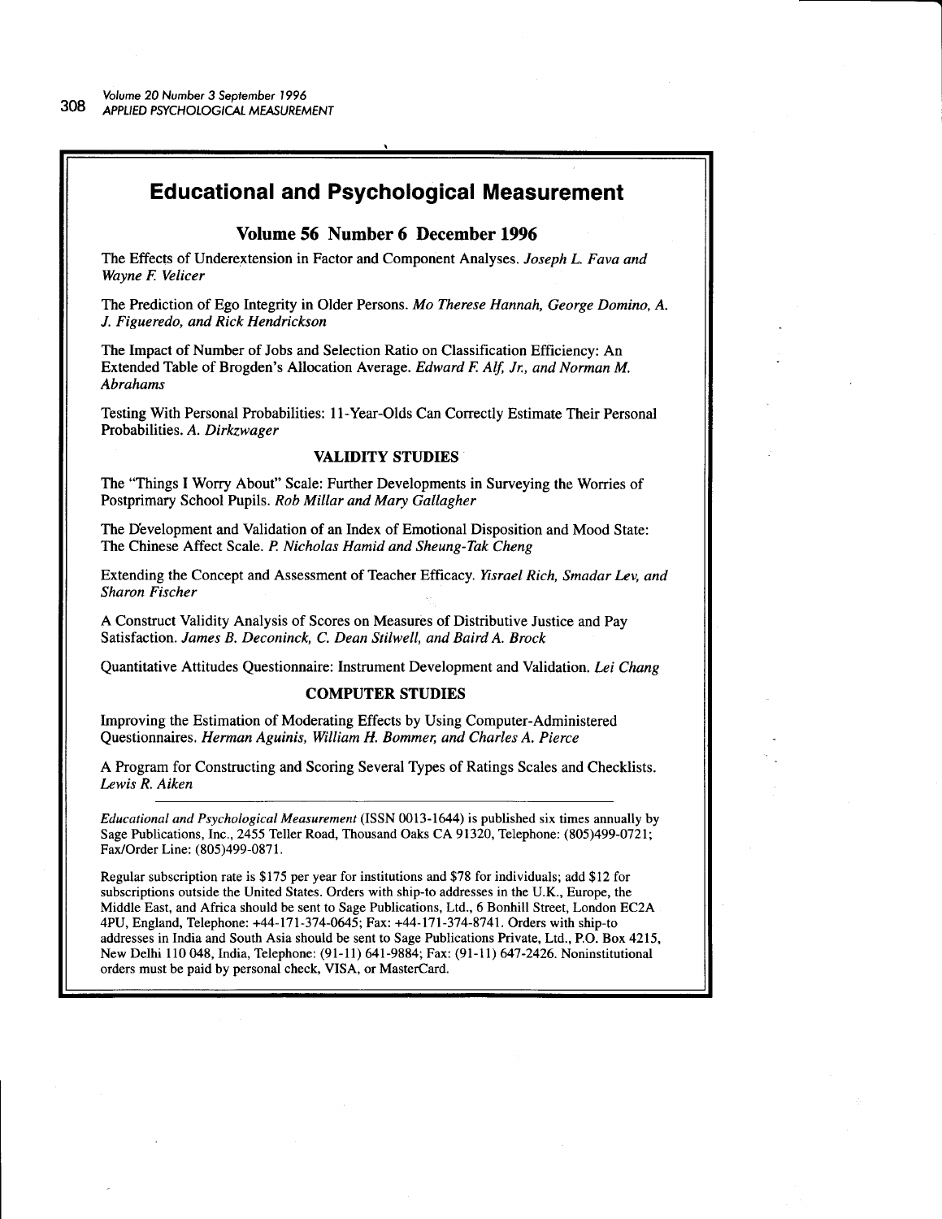# Educational and Psychological Measurement

## Volume 56 Number 6 December 1996

The Effects of Underextension in Factor and Component Analyses. *Joseph L. Fava and Wayne F. Velicer*

The Prediction of Ego Integrity in Older Persons. *Mo Therese Hannah, George Domino, A. J. Figueredo, and Rick Hendrickson*

The Impact of Number of Jobs and Selection Ratio on Classification Efficiency: An Extended Table of Brogden's Allocation Average. *Edward F. Alf, Jr., and Norman M. Abrahams*

Testing With Personal Probabilities: 11-Year-Olds Can Correctly Estimate Their Personal Probabilities. *A. Dirkzwager*

### VALIDITY STUDIES

The "Things I Worry About" Scale: Further Developments in Surveying the Worries of Postprimary School Pupils. *Rob Millar and Mary Gallagher*

The Development and Validation of an Index of Emotional Disposition and Mood State: The Chinese Affect Scale. *P. Nicholas Hamid and Sheung-Tak Cheng*

Extending the Concept and Assessment of Teacher Efficacy. *Yisrael Rich, Smadar Lev, and Sharon Fischer*

A Construct Validity Analysis of Scores on Measures of Distributive Justice and Pay Satisfaction. *James B. Deconinck, C. Dean Stilwell, and Baird A. Brock*

Quantitative Attitudes Questionnaire: Instrument Development and Validation. *Lei Chang*

### COMPUTER STUDIES

Improving the Estimation of Moderating Effects by Using Computer-Administered Questionnaires. *Herman Aguinis, William H. Bommer, and Charles A. Pierce*

A Program for Constructing and Scoring Several Types of Ratings Scales and Checklists. *Lewis R. Aiken*

---

*Educational and Psychological Measurement* (ISSN 0013-1644) is published six times annually by Sage Publications, Inc., 2455 Teller Road, Thousand Oaks CA 91320, Telephone: (805)499-0721; Fax/Order Line: (805)499-0871.

Regular subscription rate is $175 per year for institutions and $78 for individuals; add $12 for subscriptions outside the United States. Orders with ship-to addresses in the U.K., Europe, the Middle East, and Africa should be sent to Sage Publications, Ltd., 6 Bonhill Street, London EC2A 4PU, England, Telephone: +44-171-374-0645; Fax: +44-171-374-8741. Orders with ship-to addresses in India and South Asia should be sent to Sage Publications Private, Ltd., P.O. Box 4215, New Delhi 110 048, India, Telephone: (91-11) 641-9884; Fax: (91-11) 647-2426. Noninstitutional orders must be paid by personal check, VISA, or MasterCard.